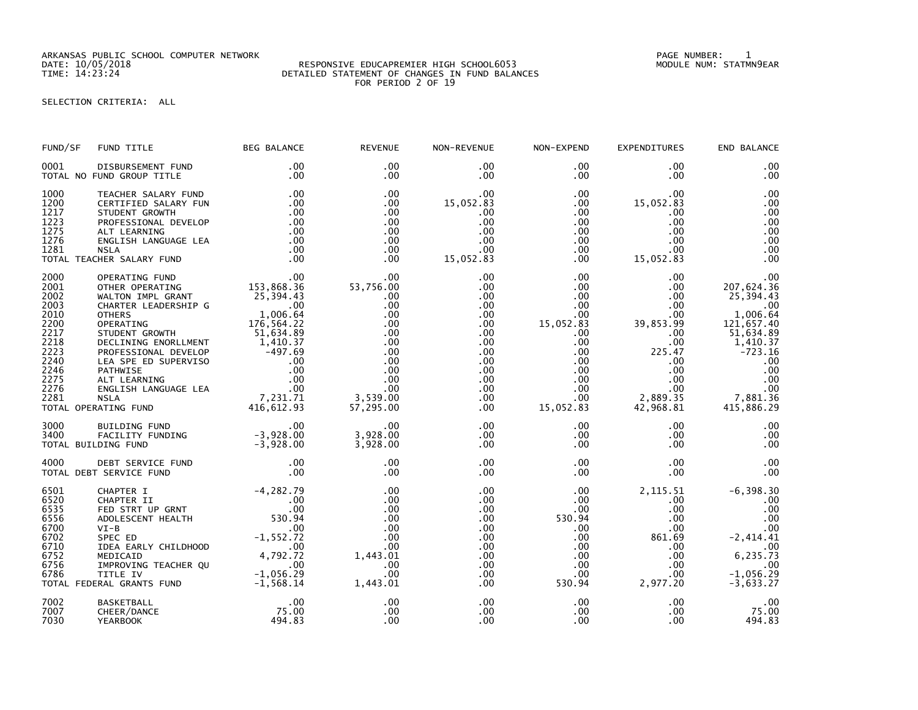ARKANSAS PUBLIC SCHOOL COMPUTER NETWORK
DATE: 10/05/2018
TIME: 14:23:24

RESPONSIVE EDUCAPREMIER HIGH SCHOOL6053
DETAILED STATEMENT OF CHANGES IN FUND BALANCES
FOR PERIOD 2 OF 19

PAGE NUMBER: 1
MODULE NUM: STATMN9EAR

SELECTION CRITERIA: ALL

| FUND/SF | FUND TITLE | BEG BALANCE | REVENUE | NON-REVENUE | NON-EXPEND | EXPENDITURES | END BALANCE |
|---|---|---|---|---|---|---|---|
| 0001 | DISBURSEMENT FUND | .00 | .00 | .00 | .00 | .00 | .00 |
| TOTAL NO FUND GROUP TITLE | | .00 | .00 | .00 | .00 | .00 | .00 |
| 1000 | TEACHER SALARY FUND | .00 | .00 | .00 | .00 | .00 | .00 |
| 1200 | CERTIFIED SALARY FUN | .00 | .00 | 15,052.83 | .00 | 15,052.83 | .00 |
| 1217 | STUDENT GROWTH | .00 | .00 | .00 | .00 | .00 | .00 |
| 1223 | PROFESSIONAL DEVELOP | .00 | .00 | .00 | .00 | .00 | .00 |
| 1275 | ALT LEARNING | .00 | .00 | .00 | .00 | .00 | .00 |
| 1276 | ENGLISH LANGUAGE LEA | .00 | .00 | .00 | .00 | .00 | .00 |
| 1281 | NSLA | .00 | .00 | .00 | .00 | .00 | .00 |
| TOTAL TEACHER SALARY FUND | | .00 | .00 | 15,052.83 | .00 | 15,052.83 | .00 |
| 2000 | OPERATING FUND | .00 | .00 | .00 | .00 | .00 | .00 |
| 2001 | OTHER OPERATING | 153,868.36 | 53,756.00 | .00 | .00 | .00 | 207,624.36 |
| 2002 | WALTON IMPL GRANT | 25,394.43 | .00 | .00 | .00 | .00 | 25,394.43 |
| 2003 | CHARTER LEADERSHIP G | .00 | .00 | .00 | .00 | .00 | .00 |
| 2010 | OTHERS | 1,006.64 | .00 | .00 | .00 | .00 | 1,006.64 |
| 2200 | OPERATING | 176,564.22 | .00 | .00 | 15,052.83 | 39,853.99 | 121,657.40 |
| 2217 | STUDENT GROWTH | 51,634.89 | .00 | .00 | .00 | .00 | 51,634.89 |
| 2218 | DECLINING ENORLLMENT | 1,410.37 | .00 | .00 | .00 | .00 | 1,410.37 |
| 2223 | PROFESSIONAL DEVELOP | -497.69 | .00 | .00 | .00 | 225.47 | -723.16 |
| 2240 | LEA SPE ED SUPERVISO | .00 | .00 | .00 | .00 | .00 | .00 |
| 2246 | PATHWISE | .00 | .00 | .00 | .00 | .00 | .00 |
| 2275 | ALT LEARNING | .00 | .00 | .00 | .00 | .00 | .00 |
| 2276 | ENGLISH LANGUAGE LEA | .00 | .00 | .00 | .00 | .00 | .00 |
| 2281 | NSLA | 7,231.71 | 3,539.00 | .00 | .00 | 2,889.35 | 7,881.36 |
| TOTAL OPERATING FUND | | 416,612.93 | 57,295.00 | .00 | 15,052.83 | 42,968.81 | 415,886.29 |
| 3000 | BUILDING FUND | .00 | .00 | .00 | .00 | .00 | .00 |
| 3400 | FACILITY FUNDING | -3,928.00 | 3,928.00 | .00 | .00 | .00 | .00 |
| TOTAL BUILDING FUND | | -3,928.00 | 3,928.00 | .00 | .00 | .00 | .00 |
| 4000 | DEBT SERVICE FUND | .00 | .00 | .00 | .00 | .00 | .00 |
| TOTAL DEBT SERVICE FUND | | .00 | .00 | .00 | .00 | .00 | .00 |
| 6501 | CHAPTER I | -4,282.79 | .00 | .00 | .00 | 2,115.51 | -6,398.30 |
| 6520 | CHAPTER II | .00 | .00 | .00 | .00 | .00 | .00 |
| 6535 | FED STRT UP GRNT | .00 | .00 | .00 | .00 | .00 | .00 |
| 6556 | ADOLESCENT HEALTH | 530.94 | .00 | .00 | 530.94 | .00 | .00 |
| 6700 | VI-B | .00 | .00 | .00 | .00 | .00 | .00 |
| 6702 | SPEC ED | -1,552.72 | .00 | .00 | .00 | 861.69 | -2,414.41 |
| 6710 | IDEA EARLY CHILDHOOD | .00 | .00 | .00 | .00 | .00 | .00 |
| 6752 | MEDICAID | 4,792.72 | 1,443.01 | .00 | .00 | .00 | 6,235.73 |
| 6756 | IMPROVING TEACHER QU | .00 | .00 | .00 | .00 | .00 | .00 |
| 6786 | TITLE IV | -1,056.29 | .00 | .00 | .00 | .00 | -1,056.29 |
| TOTAL FEDERAL GRANTS FUND | | -1,568.14 | 1,443.01 | .00 | 530.94 | 2,977.20 | -3,633.27 |
| 7002 | BASKETBALL | .00 | .00 | .00 | .00 | .00 | .00 |
| 7007 | CHEER/DANCE | 75.00 | .00 | .00 | .00 | .00 | 75.00 |
| 7030 | YEARBOOK | 494.83 | .00 | .00 | .00 | .00 | 494.83 |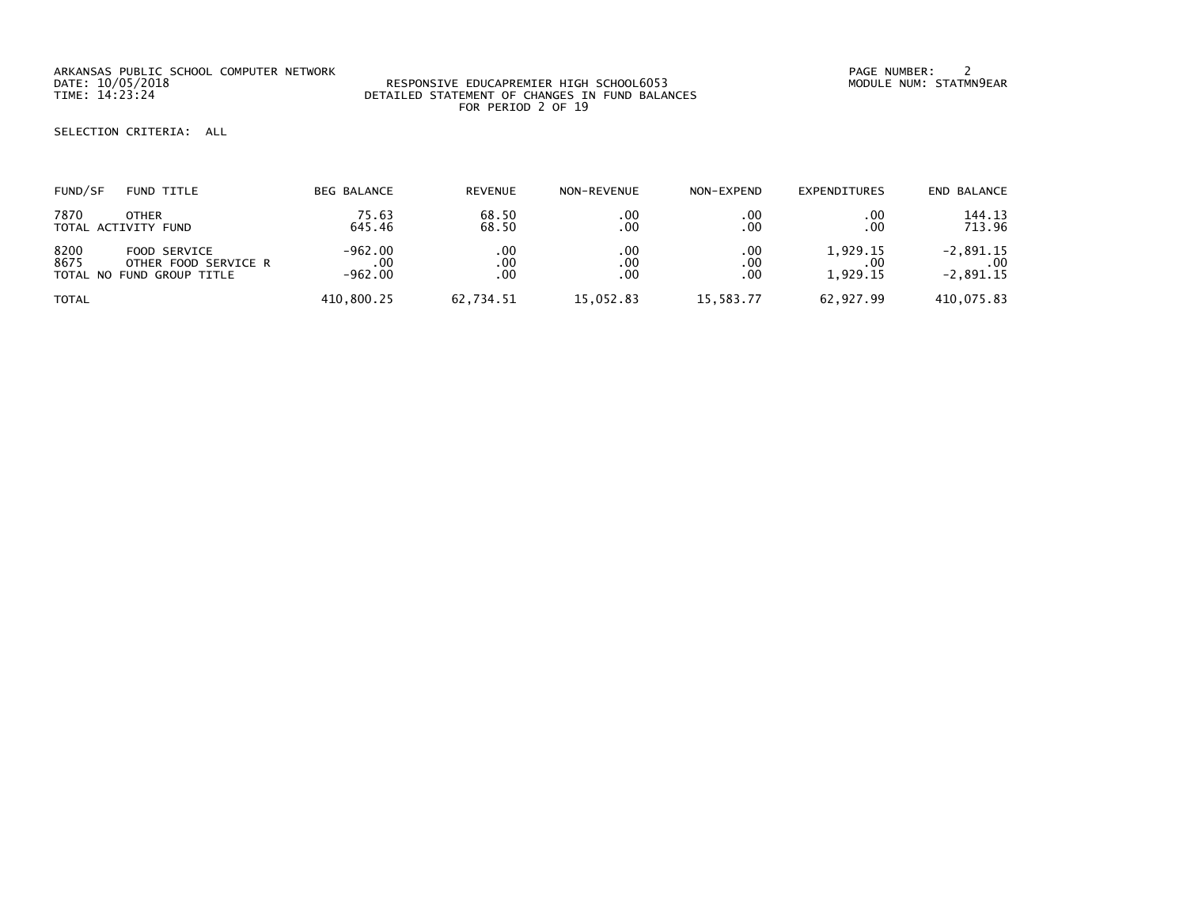ARKANSAS PUBLIC SCHOOL COMPUTER NETWORK
DATE: 10/05/2018
TIME: 14:23:24

RESPONSIVE EDUCAPREMIER HIGH SCHOOL6053
DETAILED STATEMENT OF CHANGES IN FUND BALANCES
FOR PERIOD 2 OF 19

PAGE NUMBER: 2
MODULE NUM: STATMN9EAR

SELECTION CRITERIA: ALL

| FUND/SF | FUND TITLE | BEG BALANCE | REVENUE | NON-REVENUE | NON-EXPEND | EXPENDITURES | END BALANCE |
|---|---|---|---|---|---|---|---|
| 7870 | OTHER | 75.63 | 68.50 | .00 | .00 | .00 | 144.13 |
| TOTAL ACTIVITY FUND | | 645.46 | 68.50 | .00 | .00 | .00 | 713.96 |
| 8200 | FOOD SERVICE | -962.00 | .00 | .00 | .00 | 1,929.15 | -2,891.15 |
| 8675 | OTHER FOOD SERVICE R | .00 | .00 | .00 | .00 | .00 | .00 |
| TOTAL NO FUND GROUP TITLE | | -962.00 | .00 | .00 | .00 | 1,929.15 | -2,891.15 |
| TOTAL | | 410,800.25 | 62,734.51 | 15,052.83 | 15,583.77 | 62,927.99 | 410,075.83 |